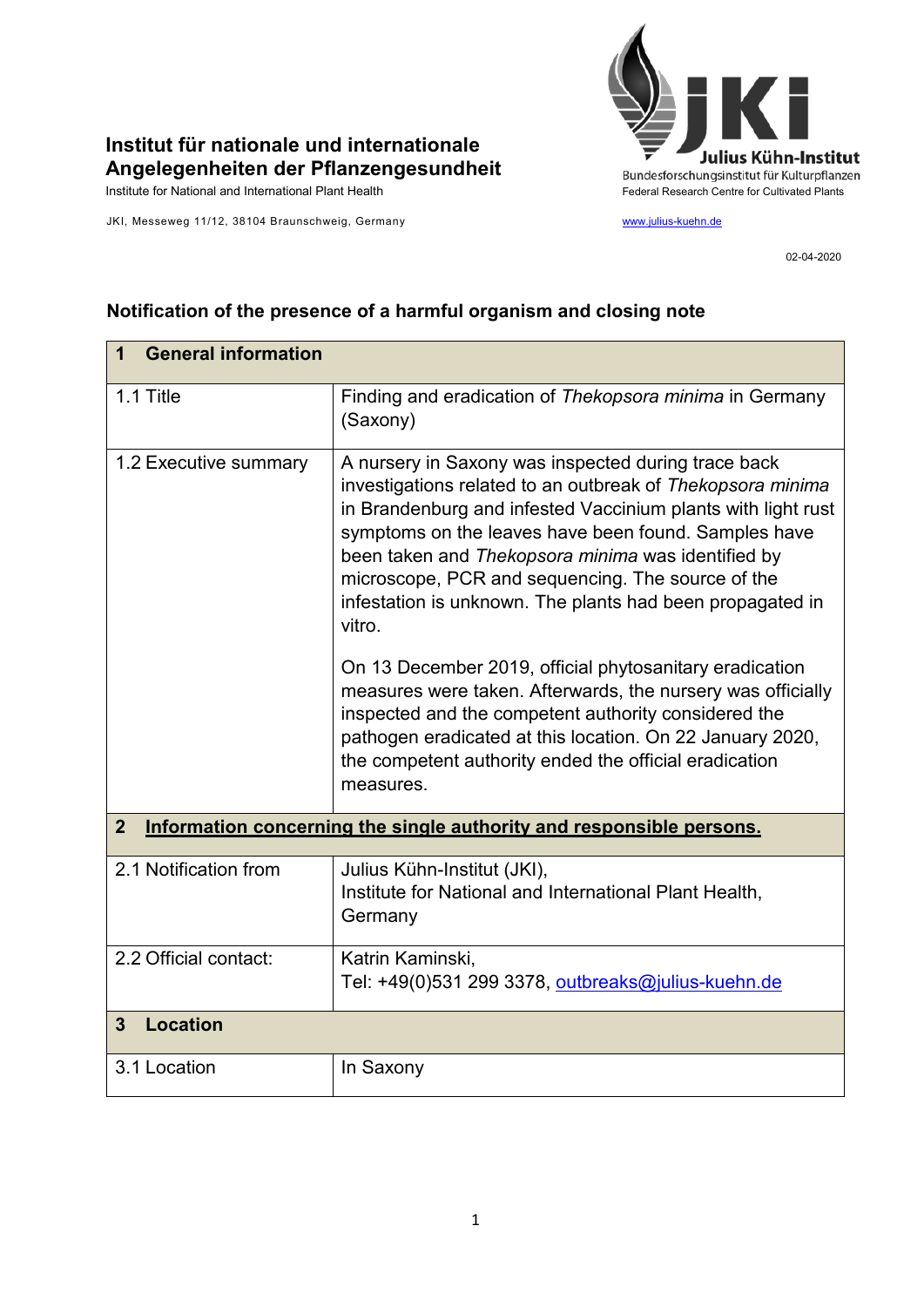**Institut für nationale und internationale Angelegenheiten der Pflanzengesundheit**
Institute for National and International Plant Health

JKI, Messeweg 11/12, 38104 Braunschweig, Germany

**Julius Kühn-Institut**
Bundesforschungsinstitut für Kulturpflanzen
Federal Research Centre for Cultivated Plants

www.julius-kuehn.de

02-04-2020

## Notification of the presence of a harmful organism and closing note

| **1 General information** | |
|---|---|
| 1.1 Title | Finding and eradication of *Thekopsora minima* in Germany (Saxony) |
| 1.2 Executive summary | A nursery in Saxony was inspected during trace back investigations related to an outbreak of *Thekopsora minima* in Brandenburg and infested Vaccinium plants with light rust symptoms on the leaves have been found. Samples have been taken and *Thekopsora minima* was identified by microscope, PCR and sequencing. The source of the infestation is unknown. The plants had been propagated in vitro.<br><br>On 13 December 2019, official phytosanitary eradication measures were taken. Afterwards, the nursery was officially inspected and the competent authority considered the pathogen eradicated at this location. On 22 January 2020, the competent authority ended the official eradication measures. |
| **2 Information concerning the single authority and responsible persons.** | |
| 2.1 Notification from | Julius Kühn-Institut (JKI),<br>Institute for National and International Plant Health,<br>Germany |
| 2.2 Official contact: | Katrin Kaminski,<br>Tel: +49(0)531 299 3378, outbreaks@julius-kuehn.de |
| **3 Location** | |
| 3.1 Location | In Saxony |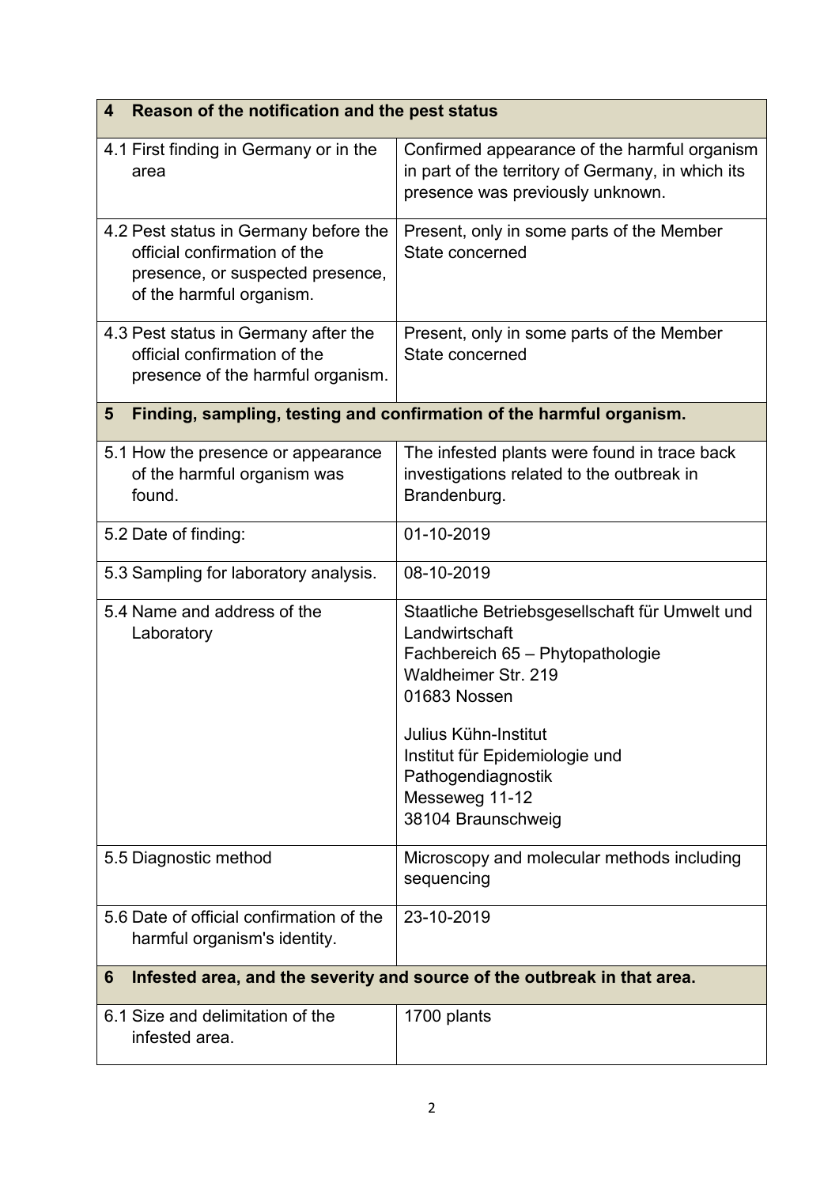| **4 Reason of the notification and the pest status** | |
|---|---|
| 4.1 First finding in Germany or in the area | Confirmed appearance of the harmful organism in part of the territory of Germany, in which its presence was previously unknown. |
| 4.2 Pest status in Germany before the official confirmation of the presence, or suspected presence, of the harmful organism. | Present, only in some parts of the Member State concerned |
| 4.3 Pest status in Germany after the official confirmation of the presence of the harmful organism. | Present, only in some parts of the Member State concerned |
| **5 Finding, sampling, testing and confirmation of the harmful organism.** | |
| 5.1 How the presence or appearance of the harmful organism was found. | The infested plants were found in trace back investigations related to the outbreak in Brandenburg. |
| 5.2 Date of finding: | 01-10-2019 |
| 5.3 Sampling for laboratory analysis. | 08-10-2019 |
| 5.4 Name and address of the Laboratory | Staatliche Betriebsgesellschaft für Umwelt und Landwirtschaft<br>Fachbereich 65 – Phytopathologie<br>Waldheimer Str. 219<br>01683 Nossen<br><br>Julius Kühn-Institut<br>Institut für Epidemiologie und Pathogendiagnostik<br>Messeweg 11-12<br>38104 Braunschweig |
| 5.5 Diagnostic method | Microscopy and molecular methods including sequencing |
| 5.6 Date of official confirmation of the harmful organism's identity. | 23-10-2019 |
| **6 Infested area, and the severity and source of the outbreak in that area.** | |
| 6.1 Size and delimitation of the infested area. | 1700 plants |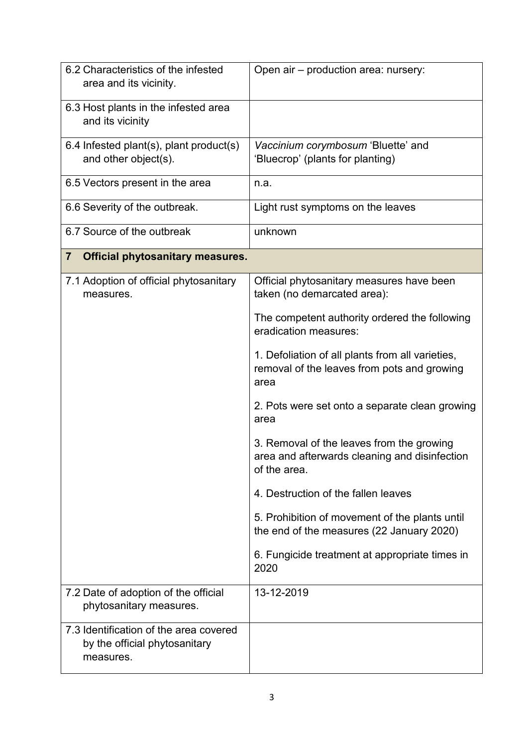| | |
|---|---|
| 6.2 Characteristics of the infested area and its vicinity. | Open air – production area: nursery: |
| 6.3 Host plants in the infested area and its vicinity | |
| 6.4 Infested plant(s), plant product(s) and other object(s). | *Vaccinium corymbosum* 'Bluette' and 'Bluecrop' (plants for planting) |
| 6.5 Vectors present in the area | n.a. |
| 6.6 Severity of the outbreak. | Light rust symptoms on the leaves |
| 6.7 Source of the outbreak | unknown |
| **7 Official phytosanitary measures.** | |
| 7.1 Adoption of official phytosanitary measures. | Official phytosanitary measures have been taken (no demarcated area):<br><br>The competent authority ordered the following eradication measures:<br><br>1. Defoliation of all plants from all varieties, removal of the leaves from pots and growing area<br><br>2. Pots were set onto a separate clean growing area<br><br>3. Removal of the leaves from the growing area and afterwards cleaning and disinfection of the area.<br><br>4. Destruction of the fallen leaves<br><br>5. Prohibition of movement of the plants until the end of the measures (22 January 2020)<br><br>6. Fungicide treatment at appropriate times in 2020 |
| 7.2 Date of adoption of the official phytosanitary measures. | 13-12-2019 |
| 7.3 Identification of the area covered by the official phytosanitary measures. | |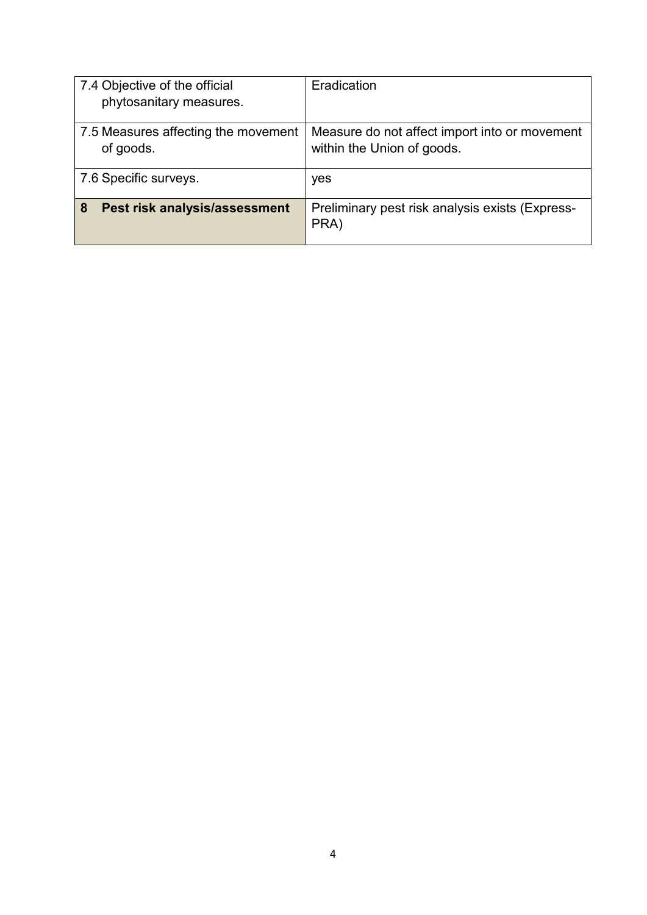| | |
|---|---|
| 7.4 Objective of the official phytosanitary measures. | Eradication |
| 7.5 Measures affecting the movement of goods. | Measure do not affect import into or movement within the Union of goods. |
| 7.6 Specific surveys. | yes |
| **8 Pest risk analysis/assessment** | Preliminary pest risk analysis exists (Express-PRA) |